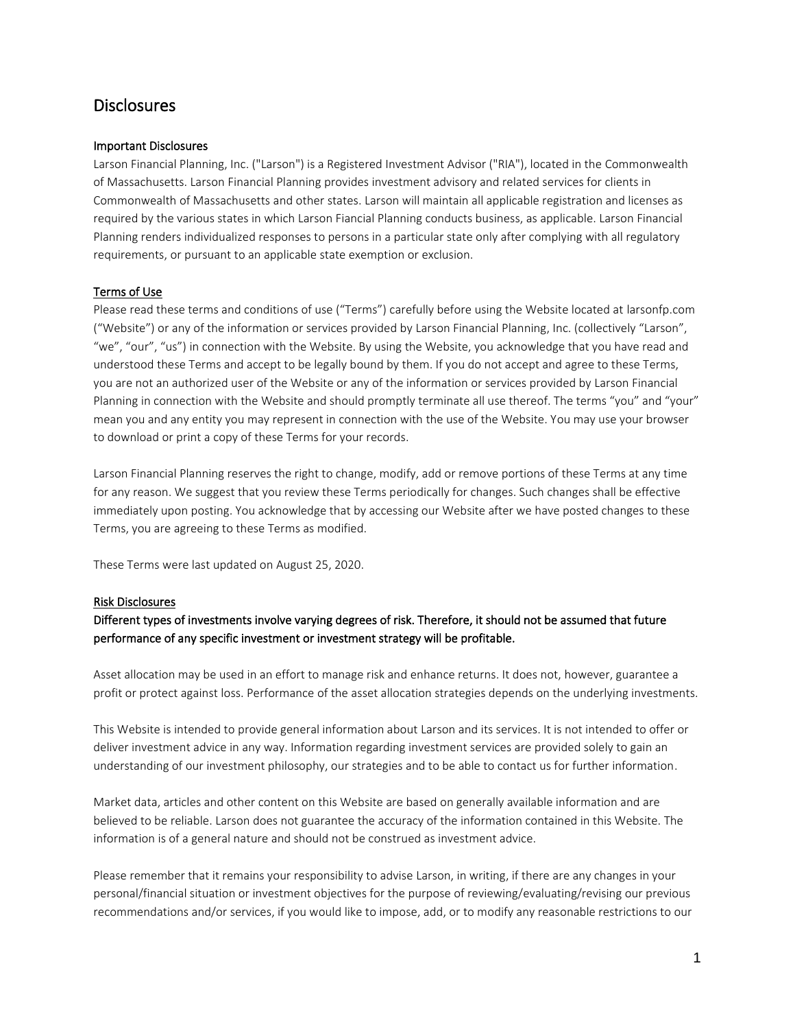# Disclosures

### Important Disclosures

Larson Financial Planning, Inc. ("Larson") is a Registered Investment Advisor ("RIA"), located in the Commonwealth of Massachusetts. Larson Financial Planning provides investment advisory and related services for clients in Commonwealth of Massachusetts and other states. Larson will maintain all applicable registration and licenses as required by the various states in which Larson Fiancial Planning conducts business, as applicable. Larson Financial Planning renders individualized responses to persons in a particular state only after complying with all regulatory requirements, or pursuant to an applicable state exemption or exclusion.

### Terms of Use

Please read these terms and conditions of use ("Terms") carefully before using the Website located at larsonfp.com ("Website") or any of the information or services provided by Larson Financial Planning, Inc. (collectively "Larson", "we", "our", "us") in connection with the Website. By using the Website, you acknowledge that you have read and understood these Terms and accept to be legally bound by them. If you do not accept and agree to these Terms, you are not an authorized user of the Website or any of the information or services provided by Larson Financial Planning in connection with the Website and should promptly terminate all use thereof. The terms "you" and "your" mean you and any entity you may represent in connection with the use of the Website. You may use your browser to download or print a copy of these Terms for your records.

Larson Financial Planning reserves the right to change, modify, add or remove portions of these Terms at any time for any reason. We suggest that you review these Terms periodically for changes. Such changes shall be effective immediately upon posting. You acknowledge that by accessing our Website after we have posted changes to these Terms, you are agreeing to these Terms as modified.

These Terms were last updated on August 25, 2020.

### Risk Disclosures

**Different types of investments involve varying degrees of risk. Therefore, it should not be assumed that future performance of any specific investment or investment strategy will be profitable.**

Asset allocation may be used in an effort to manage risk and enhance returns. It does not, however, guarantee a profit or protect against loss. Performance of the asset allocation strategies depends on the underlying investments.

This Website is intended to provide general information about Larson and its services. It is not intended to offer or deliver investment advice in any way. Information regarding investment services are provided solely to gain an understanding of our investment philosophy, our strategies and to be able to contact us for further information.

Market data, articles and other content on this Website are based on generally available information and are believed to be reliable. Larson does not guarantee the accuracy of the information contained in this Website. The information is of a general nature and should not be construed as investment advice.

Please remember that it remains your responsibility to advise Larson, in writing, if there are any changes in your personal/financial situation or investment objectives for the purpose of reviewing/evaluating/revising our previous recommendations and/or services, if you would like to impose, add, or to modify any reasonable restrictions to our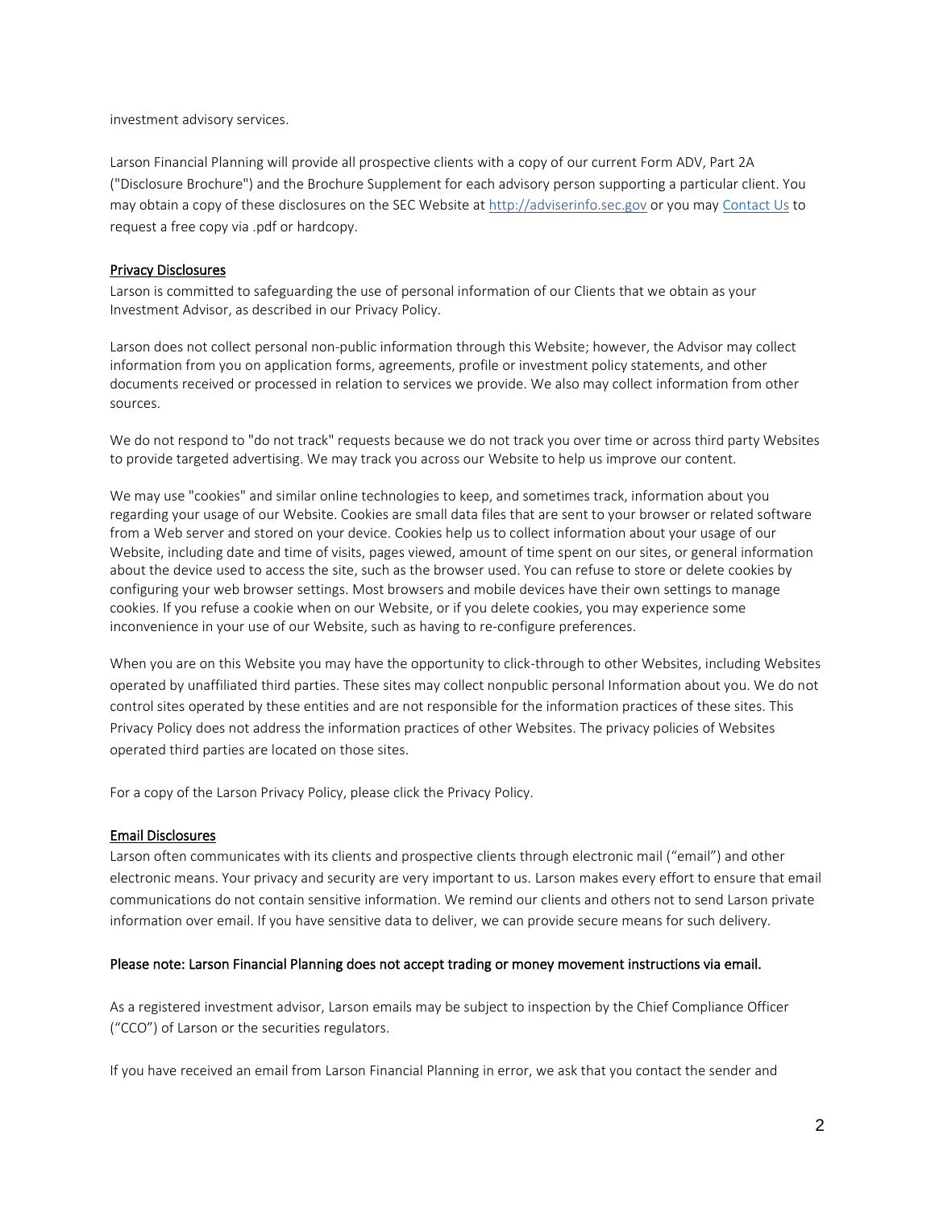investment advisory services.

Larson Financial Planning will provide all prospective clients with a copy of our current Form ADV, Part 2A ("Disclosure Brochure") and the Brochure Supplement for each advisory person supporting a particular client. You may obtain a copy of these disclosures on the SEC Website at [http://adviserinfo.sec.gov](http://adviserinfo.sec.gov) or you may Contact Us to request a free copy via .pdf or hardcopy.

## Privacy Disclosures

Larson is committed to safeguarding the use of personal information of our Clients that we obtain as your Investment Advisor, as described in our Privacy Policy.

Larson does not collect personal non-public information through this Website; however, the Advisor may collect information from you on application forms, agreements, profile or investment policy statements, and other documents received or processed in relation to services we provide. We also may collect information from other sources.

We do not respond to "do not track" requests because we do not track you over time or across third party Websites to provide targeted advertising. We may track you across our Website to help us improve our content.

We may use "cookies" and similar online technologies to keep, and sometimes track, information about you regarding your usage of our Website. Cookies are small data files that are sent to your browser or related software from a Web server and stored on your device. Cookies help us to collect information about your usage of our Website, including date and time of visits, pages viewed, amount of time spent on our sites, or general information about the device used to access the site, such as the browser used. You can refuse to store or delete cookies by configuring your web browser settings. Most browsers and mobile devices have their own settings to manage cookies. If you refuse a cookie when on our Website, or if you delete cookies, you may experience some inconvenience in your use of our Website, such as having to re-configure preferences.

When you are on this Website you may have the opportunity to click-through to other Websites, including Websites operated by unaffiliated third parties. These sites may collect nonpublic personal Information about you. We do not control sites operated by these entities and are not responsible for the information practices of these sites. This Privacy Policy does not address the information practices of other Websites. The privacy policies of Websites operated third parties are located on those sites.

For a copy of the Larson Privacy Policy, please click the Privacy Policy.

## Email Disclosures

Larson often communicates with its clients and prospective clients through electronic mail ("email") and other electronic means. Your privacy and security are very important to us. Larson makes every effort to ensure that email communications do not contain sensitive information. We remind our clients and others not to send Larson private information over email. If you have sensitive data to deliver, we can provide secure means for such delivery.

**Please note: Larson Financial Planning does not accept trading or money movement instructions via email.**

As a registered investment advisor, Larson emails may be subject to inspection by the Chief Compliance Officer ("CCO") of Larson or the securities regulators.

If you have received an email from Larson Financial Planning in error, we ask that you contact the sender and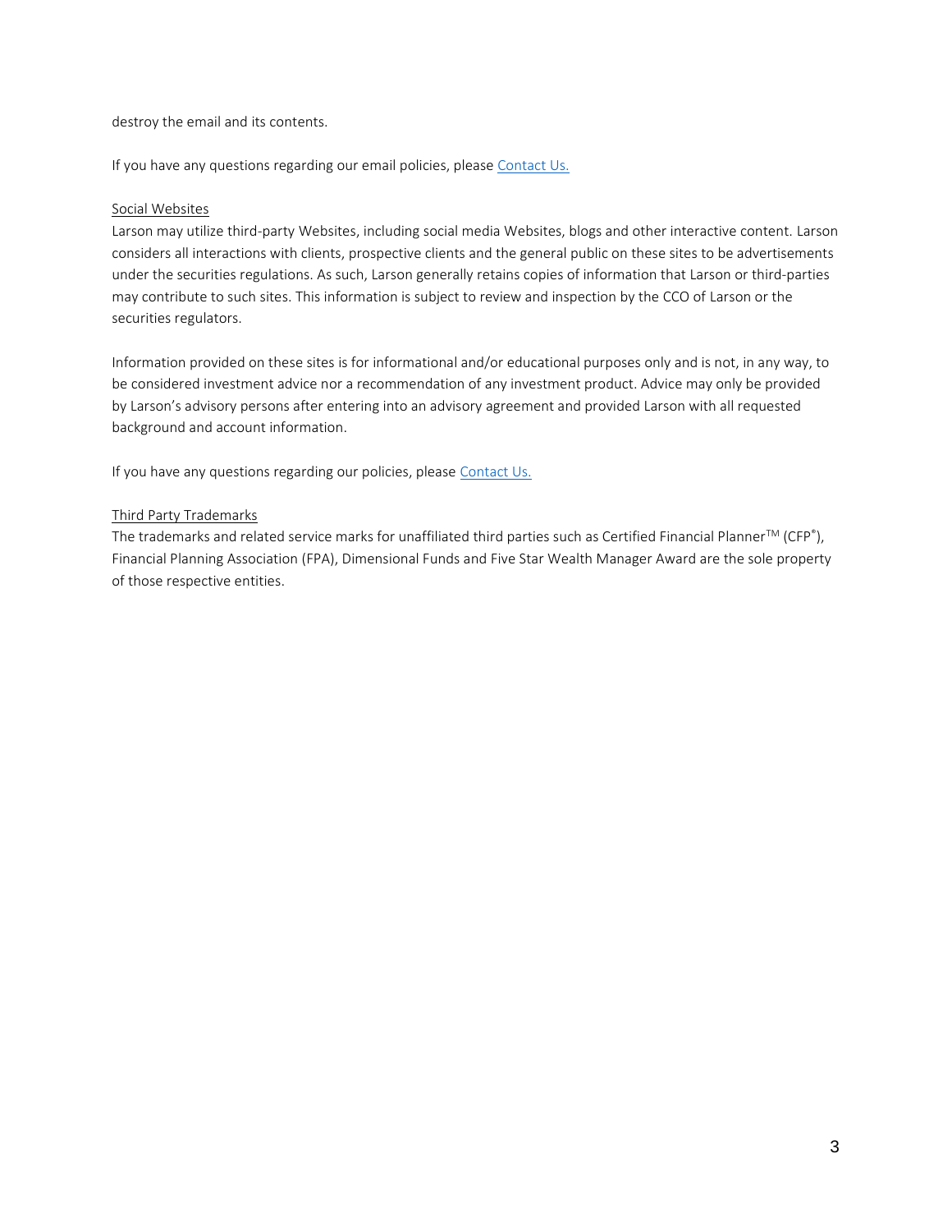destroy the email and its contents.

If you have any questions regarding our email policies, please [Contact Us.]()

<u>Social Websites</u>

Larson may utilize third-party Websites, including social media Websites, blogs and other interactive content. Larson considers all interactions with clients, prospective clients and the general public on these sites to be advertisements under the securities regulations. As such, Larson generally retains copies of information that Larson or third-parties may contribute to such sites. This information is subject to review and inspection by the CCO of Larson or the securities regulators.

Information provided on these sites is for informational and/or educational purposes only and is not, in any way, to be considered investment advice nor a recommendation of any investment product. Advice may only be provided by Larson's advisory persons after entering into an advisory agreement and provided Larson with all requested background and account information.

If you have any questions regarding our policies, please [Contact Us.]()

<u>Third Party Trademarks</u>

The trademarks and related service marks for unaffiliated third parties such as Certified Financial Planner™ (CFP®), Financial Planning Association (FPA), Dimensional Funds and Five Star Wealth Manager Award are the sole property of those respective entities.